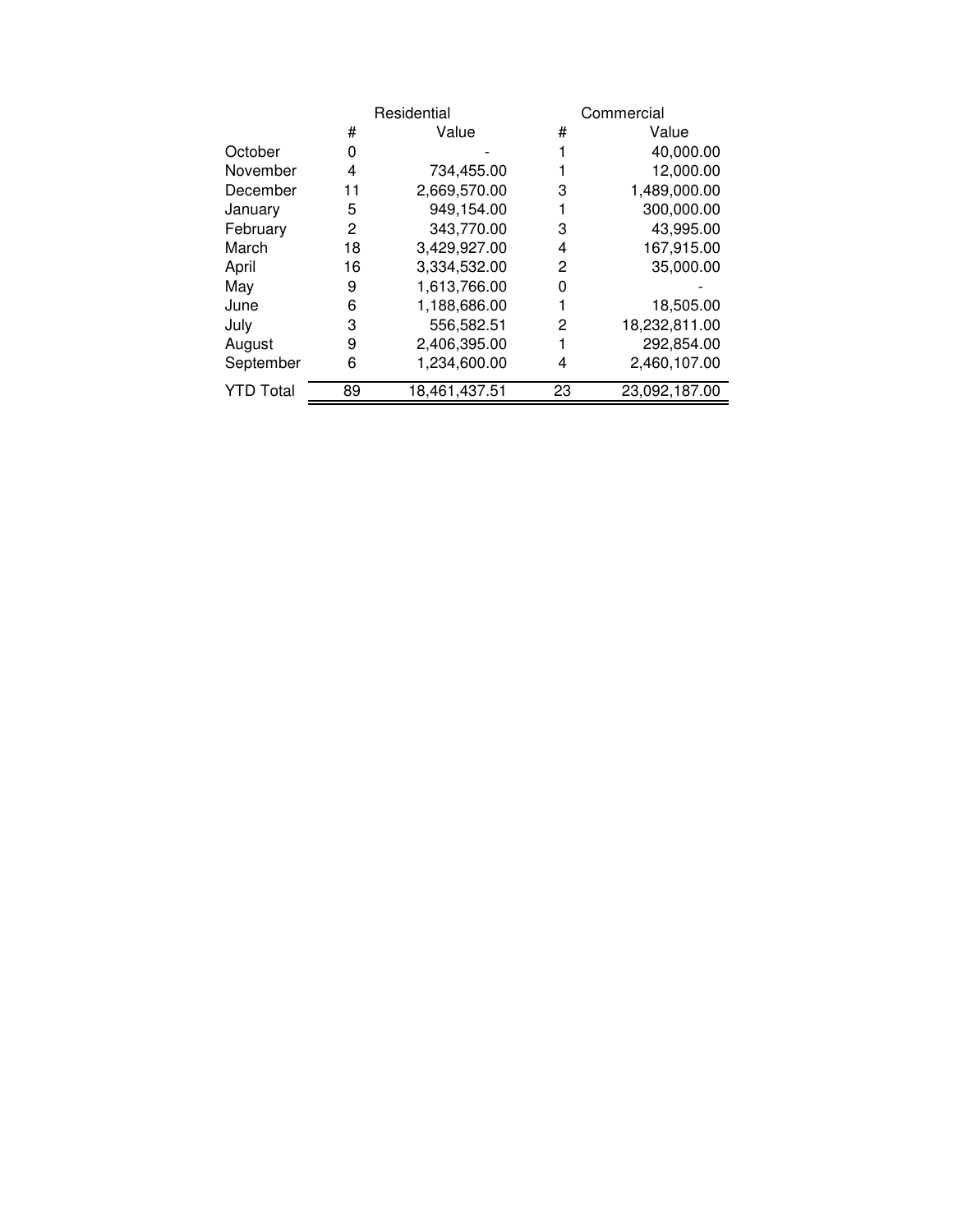| | Residential | | Commercial | |
|---|---|---|---|---|
| | # | Value | # | Value |
| October | 0 | - | 1 | 40,000.00 |
| November | 4 | 734,455.00 | 1 | 12,000.00 |
| December | 11 | 2,669,570.00 | 3 | 1,489,000.00 |
| January | 5 | 949,154.00 | 1 | 300,000.00 |
| February | 2 | 343,770.00 | 3 | 43,995.00 |
| March | 18 | 3,429,927.00 | 4 | 167,915.00 |
| April | 16 | 3,334,532.00 | 2 | 35,000.00 |
| May | 9 | 1,613,766.00 | 0 | - |
| June | 6 | 1,188,686.00 | 1 | 18,505.00 |
| July | 3 | 556,582.51 | 2 | 18,232,811.00 |
| August | 9 | 2,406,395.00 | 1 | 292,854.00 |
| September | 6 | 1,234,600.00 | 4 | 2,460,107.00 |
| YTD Total | 89 | 18,461,437.51 | 23 | 23,092,187.00 |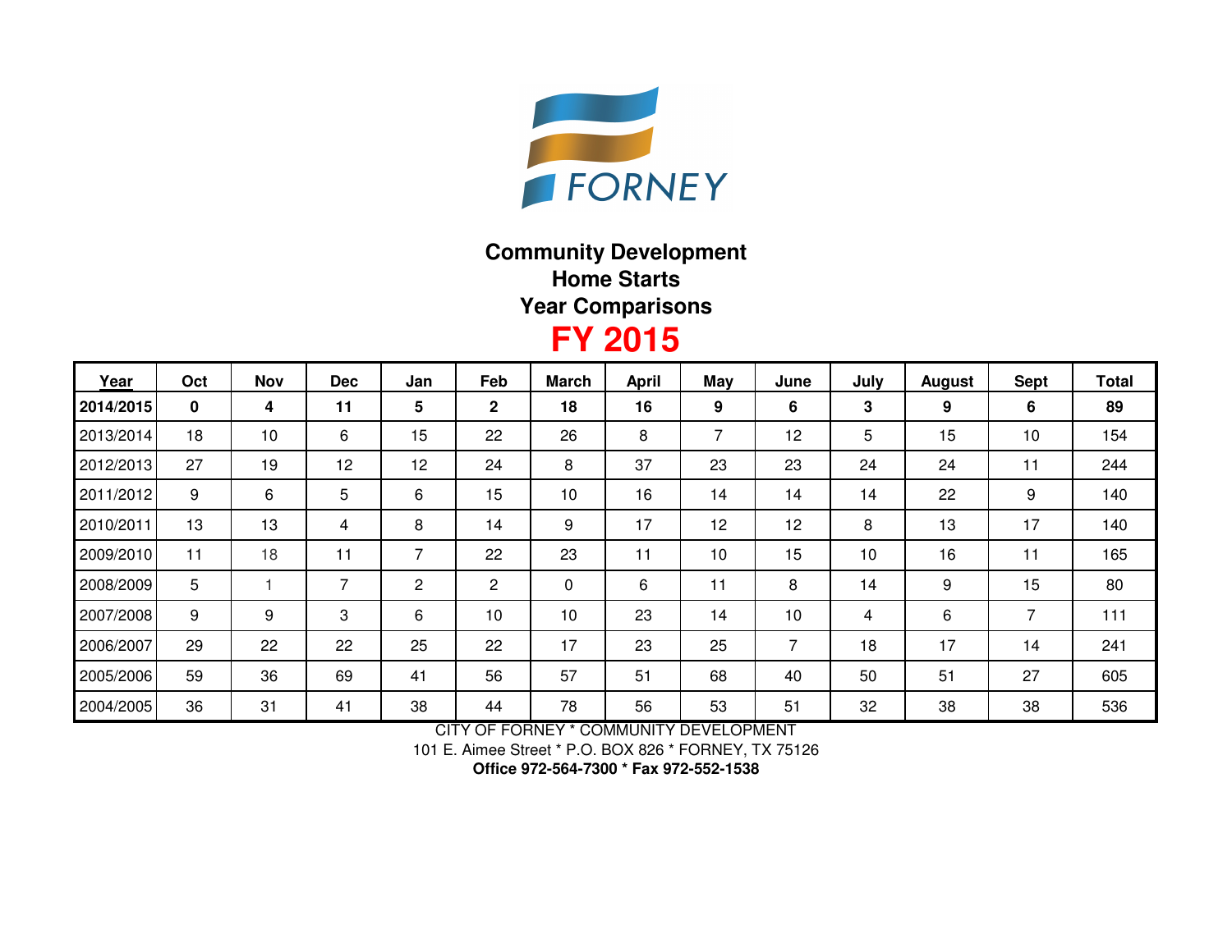FORNEY

**Community Development**
**Home Starts**
**Year Comparisons**

# FY 2015

| Year | Oct | Nov | Dec | Jan | Feb | March | April | May | June | July | August | Sept | Total |
|---|---|---|---|---|---|---|---|---|---|---|---|---|---|
| **2014/2015** | **0** | **4** | **11** | **5** | **2** | **18** | **16** | **9** | **6** | **3** | **9** | **6** | **89** |
| 2013/2014 | 18 | 10 | 6 | 15 | 22 | 26 | 8 | 7 | 12 | 5 | 15 | 10 | 154 |
| 2012/2013 | 27 | 19 | 12 | 12 | 24 | 8 | 37 | 23 | 23 | 24 | 24 | 11 | 244 |
| 2011/2012 | 9 | 6 | 5 | 6 | 15 | 10 | 16 | 14 | 14 | 14 | 22 | 9 | 140 |
| 2010/2011 | 13 | 13 | 4 | 8 | 14 | 9 | 17 | 12 | 12 | 8 | 13 | 17 | 140 |
| 2009/2010 | 11 | 18 | 11 | 7 | 22 | 23 | 11 | 10 | 15 | 10 | 16 | 11 | 165 |
| 2008/2009 | 5 | 1 | 7 | 2 | 2 | 0 | 6 | 11 | 8 | 14 | 9 | 15 | 80 |
| 2007/2008 | 9 | 9 | 3 | 6 | 10 | 10 | 23 | 14 | 10 | 4 | 6 | 7 | 111 |
| 2006/2007 | 29 | 22 | 22 | 25 | 22 | 17 | 23 | 25 | 7 | 18 | 17 | 14 | 241 |
| 2005/2006 | 59 | 36 | 69 | 41 | 56 | 57 | 51 | 68 | 40 | 50 | 51 | 27 | 605 |
| 2004/2005 | 36 | 31 | 41 | 38 | 44 | 78 | 56 | 53 | 51 | 32 | 38 | 38 | 536 |

CITY OF FORNEY * COMMUNITY DEVELOPMENT
101 E. Aimee Street * P.O. BOX 826 * FORNEY, TX 75126
**Office 972-564-7300 * Fax 972-552-1538**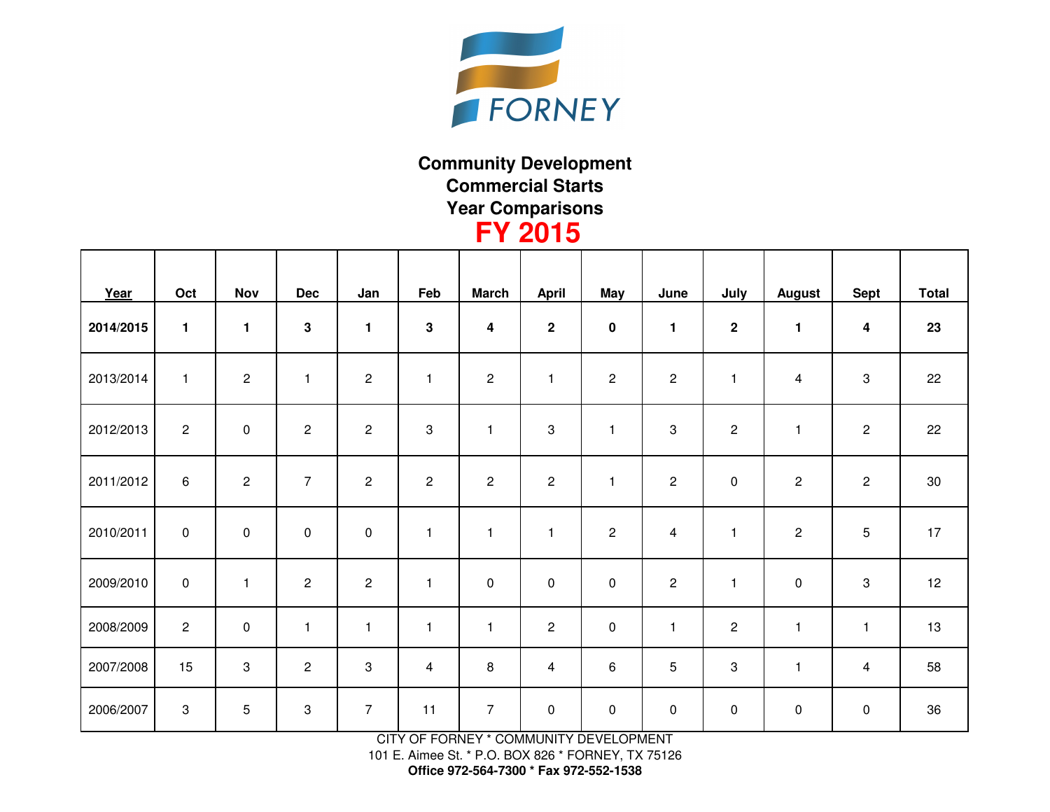FORNEY

**Community Development**
**Commercial Starts**
**Year Comparisons**
**FY 2015**

| Year | Oct | Nov | Dec | Jan | Feb | March | April | May | June | July | August | Sept | Total |
|---|---|---|---|---|---|---|---|---|---|---|---|---|---|
| **2014/2015** | **1** | **1** | **3** | **1** | **3** | **4** | **2** | **0** | **1** | **2** | **1** | **4** | **23** |
| 2013/2014 | 1 | 2 | 1 | 2 | 1 | 2 | 1 | 2 | 2 | 1 | 4 | 3 | 22 |
| 2012/2013 | 2 | 0 | 2 | 2 | 3 | 1 | 3 | 1 | 3 | 2 | 1 | 2 | 22 |
| 2011/2012 | 6 | 2 | 7 | 2 | 2 | 2 | 2 | 1 | 2 | 0 | 2 | 2 | 30 |
| 2010/2011 | 0 | 0 | 0 | 0 | 1 | 1 | 1 | 2 | 4 | 1 | 2 | 5 | 17 |
| 2009/2010 | 0 | 1 | 2 | 2 | 1 | 0 | 0 | 0 | 2 | 1 | 0 | 3 | 12 |
| 2008/2009 | 2 | 0 | 1 | 1 | 1 | 1 | 2 | 0 | 1 | 2 | 1 | 1 | 13 |
| 2007/2008 | 15 | 3 | 2 | 3 | 4 | 8 | 4 | 6 | 5 | 3 | 1 | 4 | 58 |
| 2006/2007 | 3 | 5 | 3 | 7 | 11 | 7 | 0 | 0 | 0 | 0 | 0 | 0 | 36 |

CITY OF FORNEY * COMMUNITY DEVELOPMENT
101 E. Aimee St. * P.O. BOX 826 * FORNEY, TX 75126
**Office 972-564-7300 * Fax 972-552-1538**